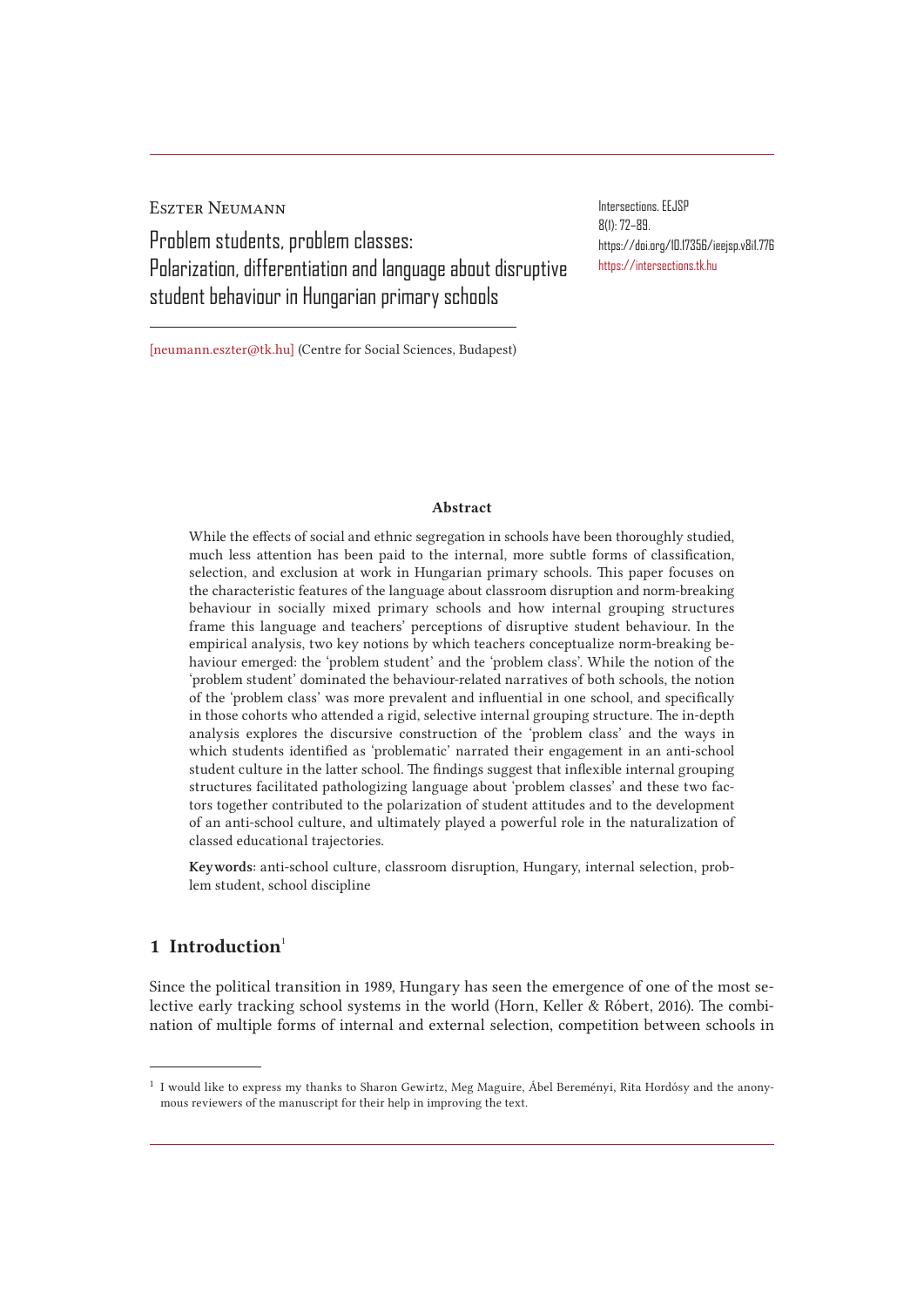Eszter Neumann

# Problem students, problem classes: Polarization, differentiation and language about disruptive student behaviour in Hungarian primary schools

Intersections. EEJSP
8(1): 72–89.
https://doi.org/10.17356/ieejsp.v8i1.776
https://intersections.tk.hu

[neumann.eszter@tk.hu] (Centre for Social Sciences, Budapest)

**Abstract**

While the effects of social and ethnic segregation in schools have been thoroughly studied, much less attention has been paid to the internal, more subtle forms of classification, selection, and exclusion at work in Hungarian primary schools. This paper focuses on the characteristic features of the language about classroom disruption and norm-breaking behaviour in socially mixed primary schools and how internal grouping structures frame this language and teachers' perceptions of disruptive student behaviour. In the empirical analysis, two key notions by which teachers conceptualize norm-breaking behaviour emerged: the 'problem student' and the 'problem class'. While the notion of the 'problem student' dominated the behaviour-related narratives of both schools, the notion of the 'problem class' was more prevalent and influential in one school, and specifically in those cohorts who attended a rigid, selective internal grouping structure. The in-depth analysis explores the discursive construction of the 'problem class' and the ways in which students identified as 'problematic' narrated their engagement in an anti-school student culture in the latter school. The findings suggest that inflexible internal grouping structures facilitated pathologizing language about 'problem classes' and these two factors together contributed to the polarization of student attitudes and to the development of an anti-school culture, and ultimately played a powerful role in the naturalization of classed educational trajectories.

**Keywords:** anti-school culture, classroom disruption, Hungary, internal selection, problem student, school discipline

## 1 Introduction[1]

Since the political transition in 1989, Hungary has seen the emergence of one of the most selective early tracking school systems in the world (Horn, Keller & Róbert, 2016). The combination of multiple forms of internal and external selection, competition between schools in

[1] I would like to express my thanks to Sharon Gewirtz, Meg Maguire, Ábel Bereményi, Rita Hordósy and the anonymous reviewers of the manuscript for their help in improving the text.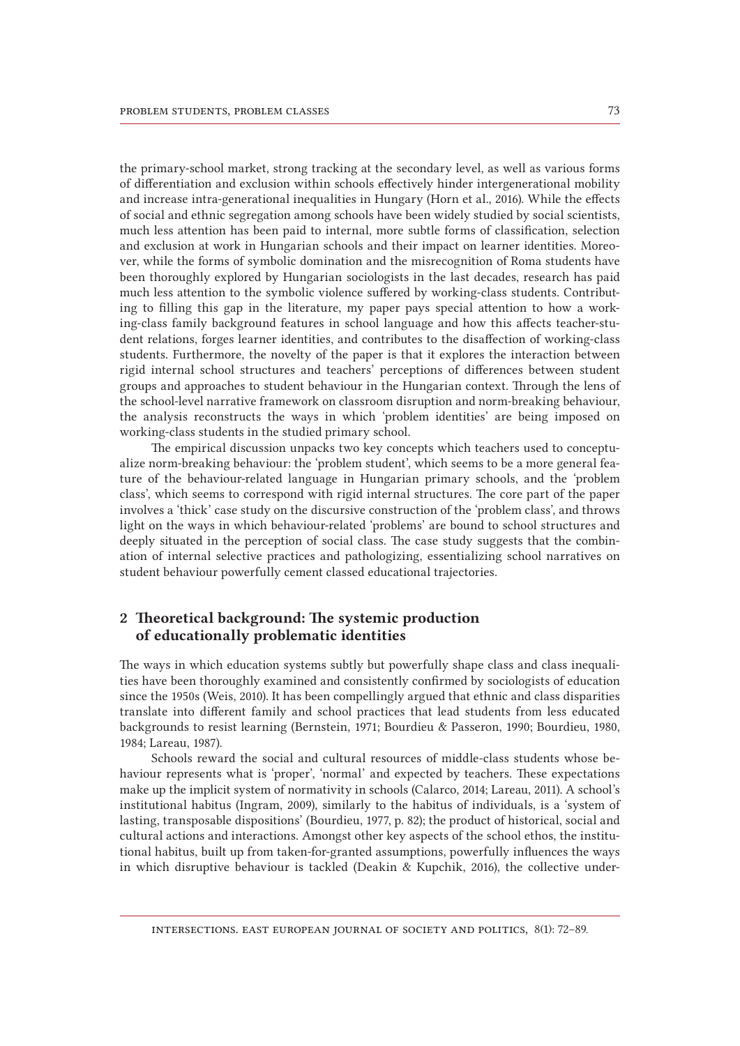the primary-school market, strong tracking at the secondary level, as well as various forms of differentiation and exclusion within schools effectively hinder intergenerational mobility and increase intra-generational inequalities in Hungary (Horn et al., 2016). While the effects of social and ethnic segregation among schools have been widely studied by social scientists, much less attention has been paid to internal, more subtle forms of classification, selection and exclusion at work in Hungarian schools and their impact on learner identities. Moreover, while the forms of symbolic domination and the misrecognition of Roma students have been thoroughly explored by Hungarian sociologists in the last decades, research has paid much less attention to the symbolic violence suffered by working-class students. Contributing to filling this gap in the literature, my paper pays special attention to how a working-class family background features in school language and how this affects teacher-student relations, forges learner identities, and contributes to the disaffection of working-class students. Furthermore, the novelty of the paper is that it explores the interaction between rigid internal school structures and teachers' perceptions of differences between student groups and approaches to student behaviour in the Hungarian context. Through the lens of the school-level narrative framework on classroom disruption and norm-breaking behaviour, the analysis reconstructs the ways in which 'problem identities' are being imposed on working-class students in the studied primary school.

The empirical discussion unpacks two key concepts which teachers used to conceptualize norm-breaking behaviour: the 'problem student', which seems to be a more general feature of the behaviour-related language in Hungarian primary schools, and the 'problem class', which seems to correspond with rigid internal structures. The core part of the paper involves a 'thick' case study on the discursive construction of the 'problem class', and throws light on the ways in which behaviour-related 'problems' are bound to school structures and deeply situated in the perception of social class. The case study suggests that the combination of internal selective practices and pathologizing, essentializing school narratives on student behaviour powerfully cement classed educational trajectories.

## 2 Theoretical background: The systemic production of educationally problematic identities

The ways in which education systems subtly but powerfully shape class and class inequalities have been thoroughly examined and consistently confirmed by sociologists of education since the 1950s (Weis, 2010). It has been compellingly argued that ethnic and class disparities translate into different family and school practices that lead students from less educated backgrounds to resist learning (Bernstein, 1971; Bourdieu & Passeron, 1990; Bourdieu, 1980, 1984; Lareau, 1987).

Schools reward the social and cultural resources of middle-class students whose behaviour represents what is 'proper', 'normal' and expected by teachers. These expectations make up the implicit system of normativity in schools (Calarco, 2014; Lareau, 2011). A school's institutional habitus (Ingram, 2009), similarly to the habitus of individuals, is a 'system of lasting, transposable dispositions' (Bourdieu, 1977, p. 82); the product of historical, social and cultural actions and interactions. Amongst other key aspects of the school ethos, the institutional habitus, built up from taken-for-granted assumptions, powerfully influences the ways in which disruptive behaviour is tackled (Deakin & Kupchik, 2016), the collective under-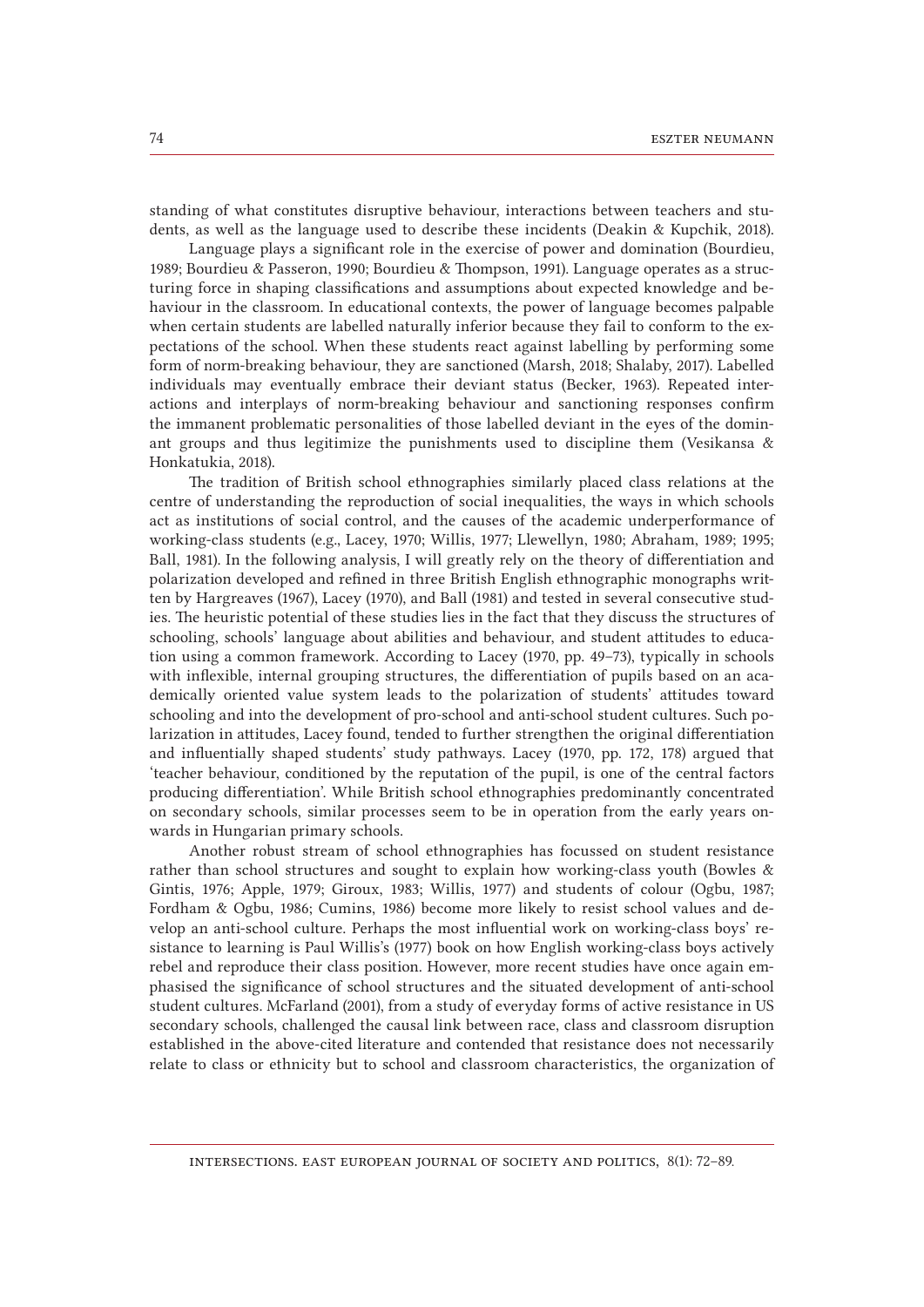standing of what constitutes disruptive behaviour, interactions between teachers and students, as well as the language used to describe these incidents (Deakin & Kupchik, 2018).

Language plays a significant role in the exercise of power and domination (Bourdieu, 1989; Bourdieu & Passeron, 1990; Bourdieu & Thompson, 1991). Language operates as a structuring force in shaping classifications and assumptions about expected knowledge and behaviour in the classroom. In educational contexts, the power of language becomes palpable when certain students are labelled naturally inferior because they fail to conform to the expectations of the school. When these students react against labelling by performing some form of norm-breaking behaviour, they are sanctioned (Marsh, 2018; Shalaby, 2017). Labelled individuals may eventually embrace their deviant status (Becker, 1963). Repeated interactions and interplays of norm-breaking behaviour and sanctioning responses confirm the immanent problematic personalities of those labelled deviant in the eyes of the dominant groups and thus legitimize the punishments used to discipline them (Vesikansa & Honkatukia, 2018).

The tradition of British school ethnographies similarly placed class relations at the centre of understanding the reproduction of social inequalities, the ways in which schools act as institutions of social control, and the causes of the academic underperformance of working-class students (e.g., Lacey, 1970; Willis, 1977; Llewellyn, 1980; Abraham, 1989; 1995; Ball, 1981). In the following analysis, I will greatly rely on the theory of differentiation and polarization developed and refined in three British English ethnographic monographs written by Hargreaves (1967), Lacey (1970), and Ball (1981) and tested in several consecutive studies. The heuristic potential of these studies lies in the fact that they discuss the structures of schooling, schools' language about abilities and behaviour, and student attitudes to education using a common framework. According to Lacey (1970, pp. 49–73), typically in schools with inflexible, internal grouping structures, the differentiation of pupils based on an academically oriented value system leads to the polarization of students' attitudes toward schooling and into the development of pro-school and anti-school student cultures. Such polarization in attitudes, Lacey found, tended to further strengthen the original differentiation and influentially shaped students' study pathways. Lacey (1970, pp. 172, 178) argued that 'teacher behaviour, conditioned by the reputation of the pupil, is one of the central factors producing differentiation'. While British school ethnographies predominantly concentrated on secondary schools, similar processes seem to be in operation from the early years onwards in Hungarian primary schools.

Another robust stream of school ethnographies has focussed on student resistance rather than school structures and sought to explain how working-class youth (Bowles & Gintis, 1976; Apple, 1979; Giroux, 1983; Willis, 1977) and students of colour (Ogbu, 1987; Fordham & Ogbu, 1986; Cumins, 1986) become more likely to resist school values and develop an anti-school culture. Perhaps the most influential work on working-class boys' resistance to learning is Paul Willis's (1977) book on how English working-class boys actively rebel and reproduce their class position. However, more recent studies have once again emphasised the significance of school structures and the situated development of anti-school student cultures. McFarland (2001), from a study of everyday forms of active resistance in US secondary schools, challenged the causal link between race, class and classroom disruption established in the above-cited literature and contended that resistance does not necessarily relate to class or ethnicity but to school and classroom characteristics, the organization of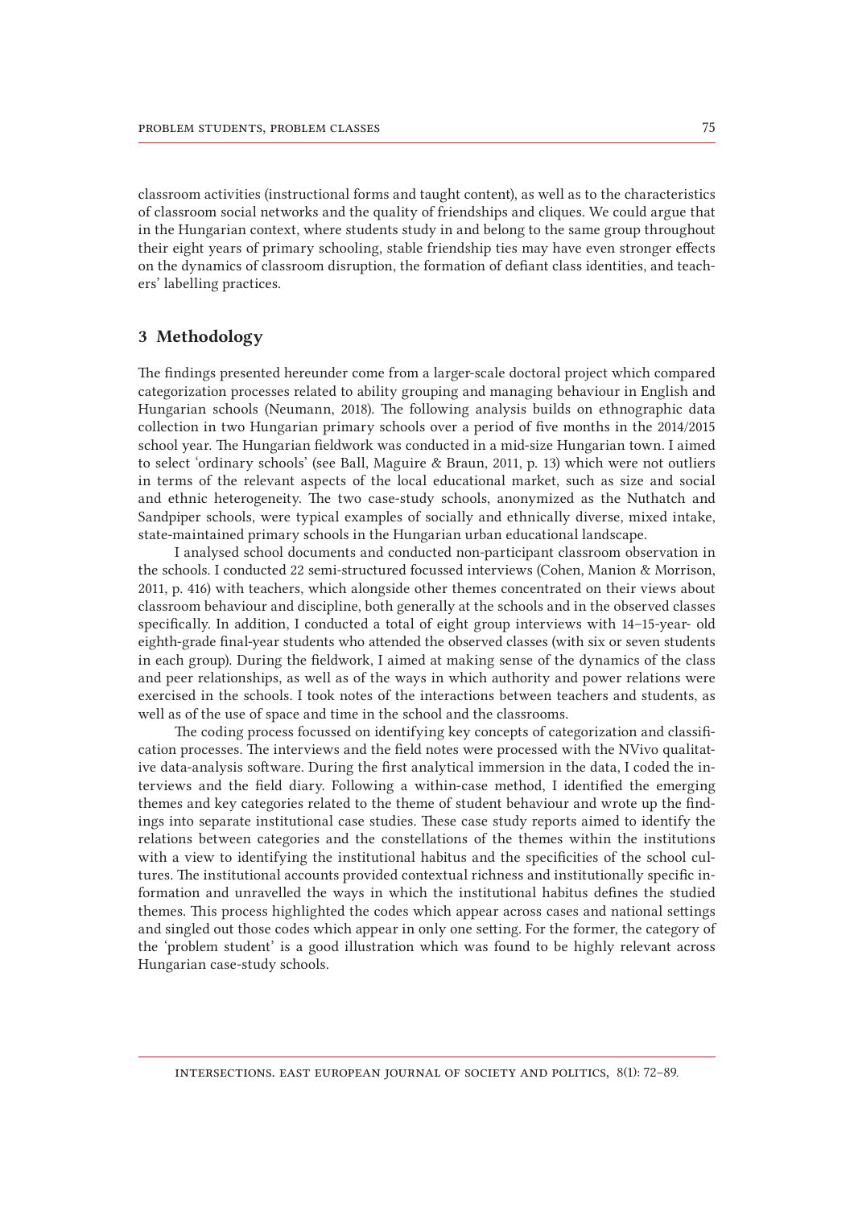classroom activities (instructional forms and taught content), as well as to the characteristics of classroom social networks and the quality of friendships and cliques. We could argue that in the Hungarian context, where students study in and belong to the same group throughout their eight years of primary schooling, stable friendship ties may have even stronger effects on the dynamics of classroom disruption, the formation of defiant class identities, and teachers' labelling practices.

## 3 Methodology

The findings presented hereunder come from a larger-scale doctoral project which compared categorization processes related to ability grouping and managing behaviour in English and Hungarian schools (Neumann, 2018). The following analysis builds on ethnographic data collection in two Hungarian primary schools over a period of five months in the 2014/2015 school year. The Hungarian fieldwork was conducted in a mid-size Hungarian town. I aimed to select 'ordinary schools' (see Ball, Maguire & Braun, 2011, p. 13) which were not outliers in terms of the relevant aspects of the local educational market, such as size and social and ethnic heterogeneity. The two case-study schools, anonymized as the Nuthatch and Sandpiper schools, were typical examples of socially and ethnically diverse, mixed intake, state-maintained primary schools in the Hungarian urban educational landscape.

I analysed school documents and conducted non-participant classroom observation in the schools. I conducted 22 semi-structured focussed interviews (Cohen, Manion & Morrison, 2011, p. 416) with teachers, which alongside other themes concentrated on their views about classroom behaviour and discipline, both generally at the schools and in the observed classes specifically. In addition, I conducted a total of eight group interviews with 14–15-year- old eighth-grade final-year students who attended the observed classes (with six or seven students in each group). During the fieldwork, I aimed at making sense of the dynamics of the class and peer relationships, as well as of the ways in which authority and power relations were exercised in the schools. I took notes of the interactions between teachers and students, as well as of the use of space and time in the school and the classrooms.

The coding process focussed on identifying key concepts of categorization and classification processes. The interviews and the field notes were processed with the NVivo qualitative data-analysis software. During the first analytical immersion in the data, I coded the interviews and the field diary. Following a within-case method, I identified the emerging themes and key categories related to the theme of student behaviour and wrote up the findings into separate institutional case studies. These case study reports aimed to identify the relations between categories and the constellations of the themes within the institutions with a view to identifying the institutional habitus and the specificities of the school cultures. The institutional accounts provided contextual richness and institutionally specific information and unravelled the ways in which the institutional habitus defines the studied themes. This process highlighted the codes which appear across cases and national settings and singled out those codes which appear in only one setting. For the former, the category of the 'problem student' is a good illustration which was found to be highly relevant across Hungarian case-study schools.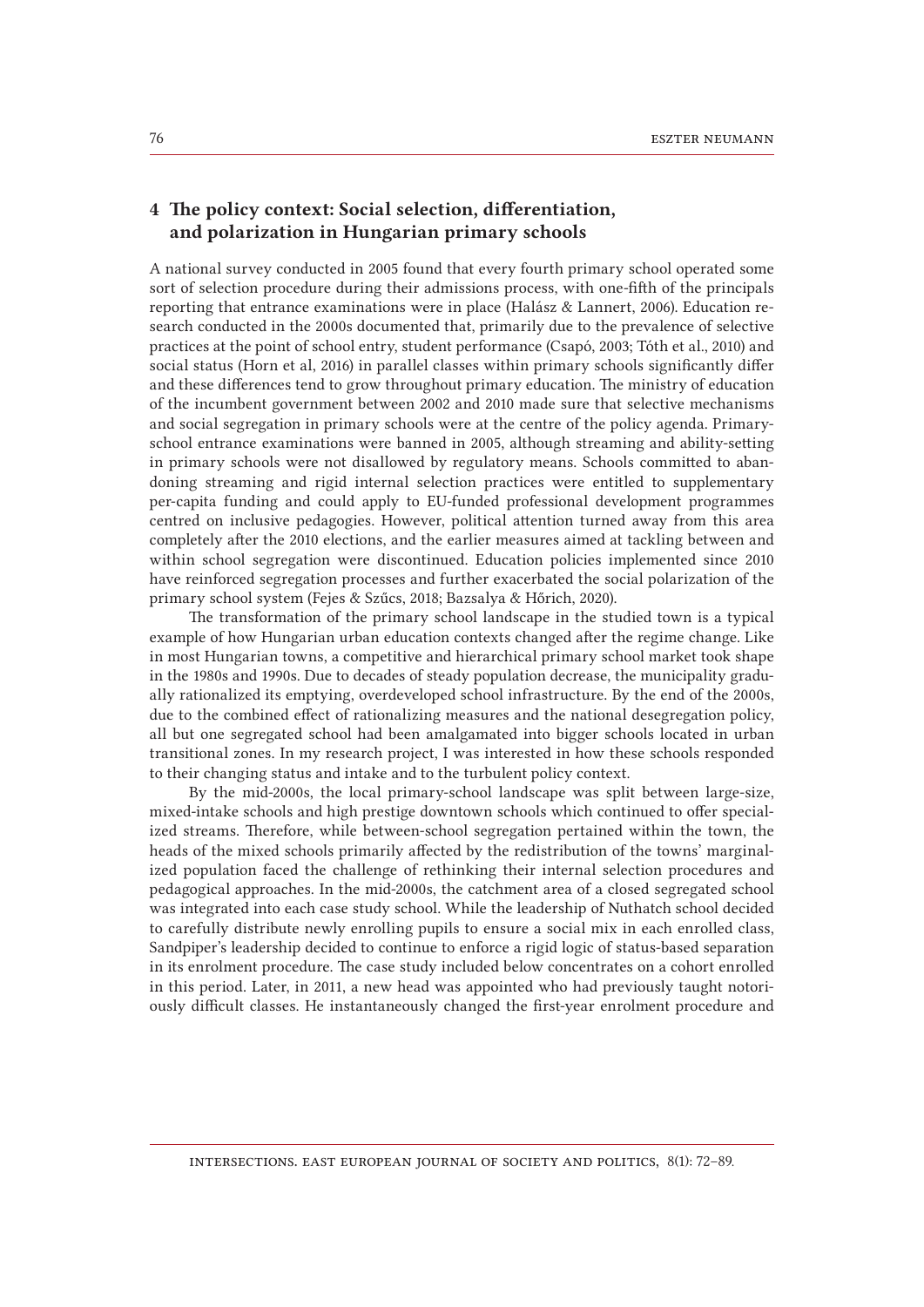## 4 The policy context: Social selection, differentiation, and polarization in Hungarian primary schools

A national survey conducted in 2005 found that every fourth primary school operated some sort of selection procedure during their admissions process, with one-fifth of the principals reporting that entrance examinations were in place (Halász & Lannert, 2006). Education research conducted in the 2000s documented that, primarily due to the prevalence of selective practices at the point of school entry, student performance (Csapó, 2003; Tóth et al., 2010) and social status (Horn et al, 2016) in parallel classes within primary schools significantly differ and these differences tend to grow throughout primary education. The ministry of education of the incumbent government between 2002 and 2010 made sure that selective mechanisms and social segregation in primary schools were at the centre of the policy agenda. Primary-school entrance examinations were banned in 2005, although streaming and ability-setting in primary schools were not disallowed by regulatory means. Schools committed to abandoning streaming and rigid internal selection practices were entitled to supplementary per-capita funding and could apply to EU-funded professional development programmes centred on inclusive pedagogies. However, political attention turned away from this area completely after the 2010 elections, and the earlier measures aimed at tackling between and within school segregation were discontinued. Education policies implemented since 2010 have reinforced segregation processes and further exacerbated the social polarization of the primary school system (Fejes & Szűcs, 2018; Bazsalya & Hőrich, 2020).

The transformation of the primary school landscape in the studied town is a typical example of how Hungarian urban education contexts changed after the regime change. Like in most Hungarian towns, a competitive and hierarchical primary school market took shape in the 1980s and 1990s. Due to decades of steady population decrease, the municipality gradually rationalized its emptying, overdeveloped school infrastructure. By the end of the 2000s, due to the combined effect of rationalizing measures and the national desegregation policy, all but one segregated school had been amalgamated into bigger schools located in urban transitional zones. In my research project, I was interested in how these schools responded to their changing status and intake and to the turbulent policy context.

By the mid-2000s, the local primary-school landscape was split between large-size, mixed-intake schools and high prestige downtown schools which continued to offer specialized streams. Therefore, while between-school segregation pertained within the town, the heads of the mixed schools primarily affected by the redistribution of the towns' marginalized population faced the challenge of rethinking their internal selection procedures and pedagogical approaches. In the mid-2000s, the catchment area of a closed segregated school was integrated into each case study school. While the leadership of Nuthatch school decided to carefully distribute newly enrolling pupils to ensure a social mix in each enrolled class, Sandpiper's leadership decided to continue to enforce a rigid logic of status-based separation in its enrolment procedure. The case study included below concentrates on a cohort enrolled in this period. Later, in 2011, a new head was appointed who had previously taught notoriously difficult classes. He instantaneously changed the first-year enrolment procedure and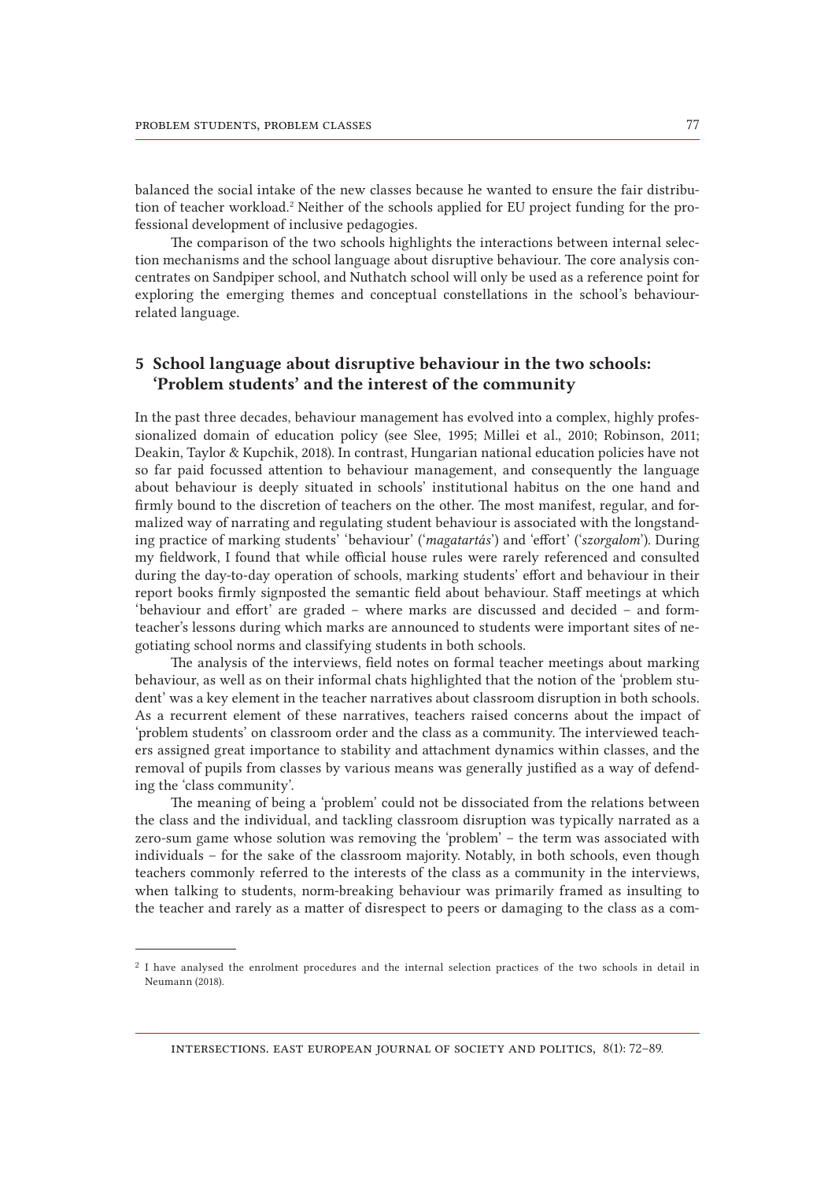balanced the social intake of the new classes because he wanted to ensure the fair distribution of teacher workload.[2] Neither of the schools applied for EU project funding for the professional development of inclusive pedagogies.

The comparison of the two schools highlights the interactions between internal selection mechanisms and the school language about disruptive behaviour. The core analysis concentrates on Sandpiper school, and Nuthatch school will only be used as a reference point for exploring the emerging themes and conceptual constellations in the school's behaviour-related language.

## 5 School language about disruptive behaviour in the two schools: 'Problem students' and the interest of the community

In the past three decades, behaviour management has evolved into a complex, highly professionalized domain of education policy (see Slee, 1995; Millei et al., 2010; Robinson, 2011; Deakin, Taylor & Kupchik, 2018). In contrast, Hungarian national education policies have not so far paid focussed attention to behaviour management, and consequently the language about behaviour is deeply situated in schools' institutional habitus on the one hand and firmly bound to the discretion of teachers on the other. The most manifest, regular, and formalized way of narrating and regulating student behaviour is associated with the longstanding practice of marking students' 'behaviour' ('*magatartás*') and 'effort' ('*szorgalom*'). During my fieldwork, I found that while official house rules were rarely referenced and consulted during the day-to-day operation of schools, marking students' effort and behaviour in their report books firmly signposted the semantic field about behaviour. Staff meetings at which 'behaviour and effort' are graded – where marks are discussed and decided – and form-teacher's lessons during which marks are announced to students were important sites of negotiating school norms and classifying students in both schools.

The analysis of the interviews, field notes on formal teacher meetings about marking behaviour, as well as on their informal chats highlighted that the notion of the 'problem student' was a key element in the teacher narratives about classroom disruption in both schools. As a recurrent element of these narratives, teachers raised concerns about the impact of 'problem students' on classroom order and the class as a community. The interviewed teachers assigned great importance to stability and attachment dynamics within classes, and the removal of pupils from classes by various means was generally justified as a way of defending the 'class community'.

The meaning of being a 'problem' could not be dissociated from the relations between the class and the individual, and tackling classroom disruption was typically narrated as a zero-sum game whose solution was removing the 'problem' – the term was associated with individuals – for the sake of the classroom majority. Notably, in both schools, even though teachers commonly referred to the interests of the class as a community in the interviews, when talking to students, norm-breaking behaviour was primarily framed as insulting to the teacher and rarely as a matter of disrespect to peers or damaging to the class as a com-

[2] I have analysed the enrolment procedures and the internal selection practices of the two schools in detail in Neumann (2018).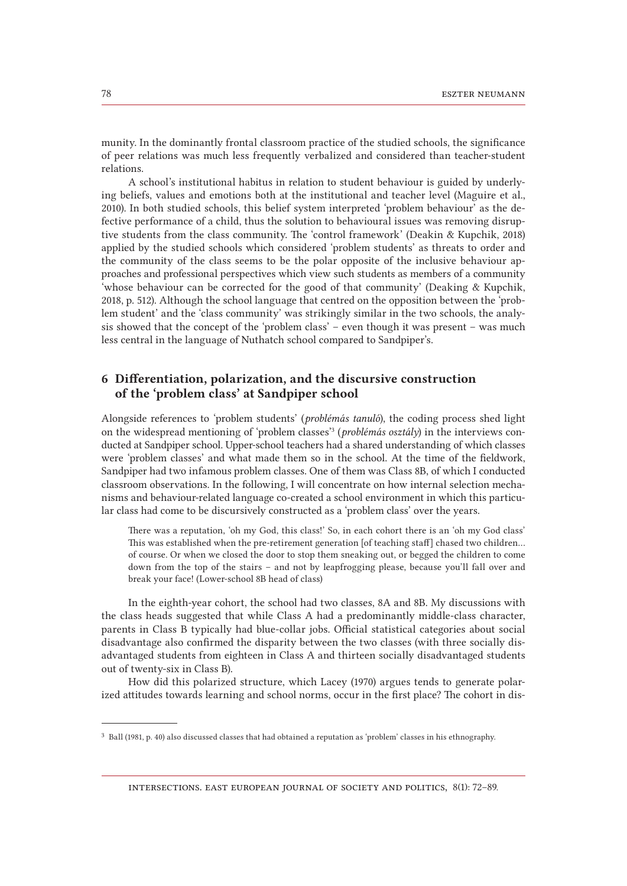munity. In the dominantly frontal classroom practice of the studied schools, the significance of peer relations was much less frequently verbalized and considered than teacher-student relations.

A school's institutional habitus in relation to student behaviour is guided by underlying beliefs, values and emotions both at the institutional and teacher level (Maguire et al., 2010). In both studied schools, this belief system interpreted 'problem behaviour' as the defective performance of a child, thus the solution to behavioural issues was removing disruptive students from the class community. The 'control framework' (Deakin & Kupchik, 2018) applied by the studied schools which considered 'problem students' as threats to order and the community of the class seems to be the polar opposite of the inclusive behaviour approaches and professional perspectives which view such students as members of a community 'whose behaviour can be corrected for the good of that community' (Deaking & Kupchik, 2018, p. 512). Although the school language that centred on the opposition between the 'problem student' and the 'class community' was strikingly similar in the two schools, the analysis showed that the concept of the 'problem class' – even though it was present – was much less central in the language of Nuthatch school compared to Sandpiper's.

## 6 Differentiation, polarization, and the discursive construction of the 'problem class' at Sandpiper school

Alongside references to 'problem students' (*problémás tanuló*), the coding process shed light on the widespread mentioning of 'problem classes'[3] (*problémás osztály*) in the interviews conducted at Sandpiper school. Upper-school teachers had a shared understanding of which classes were 'problem classes' and what made them so in the school. At the time of the fieldwork, Sandpiper had two infamous problem classes. One of them was Class 8B, of which I conducted classroom observations. In the following, I will concentrate on how internal selection mechanisms and behaviour-related language co-created a school environment in which this particular class had come to be discursively constructed as a 'problem class' over the years.

> There was a reputation, 'oh my God, this class!' So, in each cohort there is an 'oh my God class' This was established when the pre-retirement generation [of teaching staff] chased two children… of course. Or when we closed the door to stop them sneaking out, or begged the children to come down from the top of the stairs – and not by leapfrogging please, because you'll fall over and break your face! (Lower-school 8B head of class)

In the eighth-year cohort, the school had two classes, 8A and 8B. My discussions with the class heads suggested that while Class A had a predominantly middle-class character, parents in Class B typically had blue-collar jobs. Official statistical categories about social disadvantage also confirmed the disparity between the two classes (with three socially disadvantaged students from eighteen in Class A and thirteen socially disadvantaged students out of twenty-six in Class B).

How did this polarized structure, which Lacey (1970) argues tends to generate polarized attitudes towards learning and school norms, occur in the first place? The cohort in dis-

---

[3] Ball (1981, p. 40) also discussed classes that had obtained a reputation as 'problem' classes in his ethnography.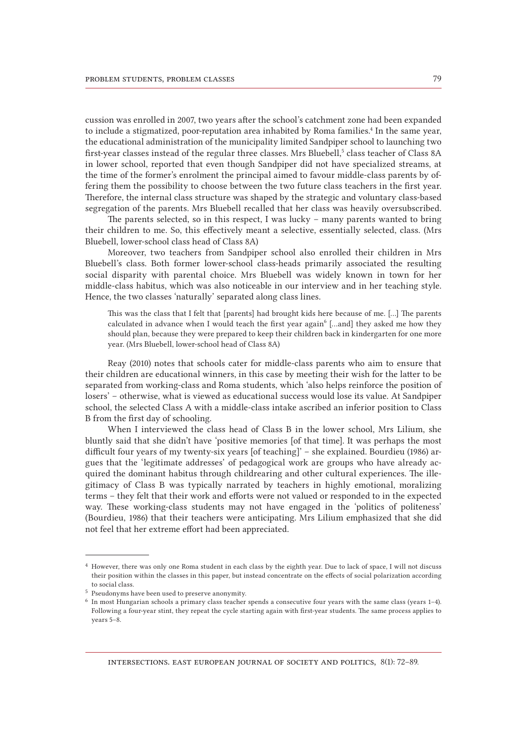cussion was enrolled in 2007, two years after the school's catchment zone had been expanded to include a stigmatized, poor-reputation area inhabited by Roma families.[4] In the same year, the educational administration of the municipality limited Sandpiper school to launching two first-year classes instead of the regular three classes. Mrs Bluebell,[5] class teacher of Class 8A in lower school, reported that even though Sandpiper did not have specialized streams, at the time of the former's enrolment the principal aimed to favour middle-class parents by offering them the possibility to choose between the two future class teachers in the first year. Therefore, the internal class structure was shaped by the strategic and voluntary class-based segregation of the parents. Mrs Bluebell recalled that her class was heavily oversubscribed.

The parents selected, so in this respect, I was lucky – many parents wanted to bring their children to me. So, this effectively meant a selective, essentially selected, class. (Mrs Bluebell, lower-school class head of Class 8A)

Moreover, two teachers from Sandpiper school also enrolled their children in Mrs Bluebell's class. Both former lower-school class-heads primarily associated the resulting social disparity with parental choice. Mrs Bluebell was widely known in town for her middle-class habitus, which was also noticeable in our interview and in her teaching style. Hence, the two classes 'naturally' separated along class lines.

> This was the class that I felt that [parents] had brought kids here because of me. [...] The parents calculated in advance when I would teach the first year again[6] [...and] they asked me how they should plan, because they were prepared to keep their children back in kindergarten for one more year. (Mrs Bluebell, lower-school head of Class 8A)

Reay (2010) notes that schools cater for middle-class parents who aim to ensure that their children are educational winners, in this case by meeting their wish for the latter to be separated from working-class and Roma students, which 'also helps reinforce the position of losers' – otherwise, what is viewed as educational success would lose its value. At Sandpiper school, the selected Class A with a middle-class intake ascribed an inferior position to Class B from the first day of schooling.

When I interviewed the class head of Class B in the lower school, Mrs Lilium, she bluntly said that she didn't have 'positive memories [of that time]. It was perhaps the most difficult four years of my twenty-six years [of teaching]' – she explained. Bourdieu (1986) argues that the 'legitimate addresses' of pedagogical work are groups who have already acquired the dominant habitus through childrearing and other cultural experiences. The illegitimacy of Class B was typically narrated by teachers in highly emotional, moralizing terms – they felt that their work and efforts were not valued or responded to in the expected way. These working-class students may not have engaged in the 'politics of politeness' (Bourdieu, 1986) that their teachers were anticipating. Mrs Lilium emphasized that she did not feel that her extreme effort had been appreciated.

---

[4] However, there was only one Roma student in each class by the eighth year. Due to lack of space, I will not discuss their position within the classes in this paper, but instead concentrate on the effects of social polarization according to social class.

[5] Pseudonyms have been used to preserve anonymity.

[6] In most Hungarian schools a primary class teacher spends a consecutive four years with the same class (years 1–4). Following a four-year stint, they repeat the cycle starting again with first-year students. The same process applies to years 5–8.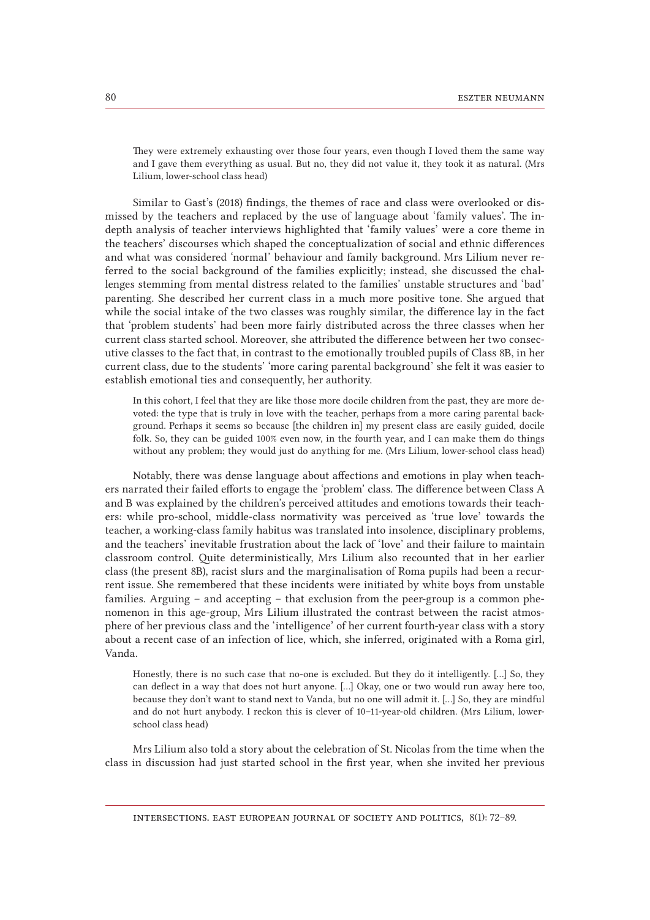> They were extremely exhausting over those four years, even though I loved them the same way and I gave them everything as usual. But no, they did not value it, they took it as natural. (Mrs Lilium, lower-school class head)

Similar to Gast's (2018) findings, the themes of race and class were overlooked or dismissed by the teachers and replaced by the use of language about 'family values'. The in-depth analysis of teacher interviews highlighted that 'family values' were a core theme in the teachers' discourses which shaped the conceptualization of social and ethnic differences and what was considered 'normal' behaviour and family background. Mrs Lilium never referred to the social background of the families explicitly; instead, she discussed the challenges stemming from mental distress related to the families' unstable structures and 'bad' parenting. She described her current class in a much more positive tone. She argued that while the social intake of the two classes was roughly similar, the difference lay in the fact that 'problem students' had been more fairly distributed across the three classes when her current class started school. Moreover, she attributed the difference between her two consecutive classes to the fact that, in contrast to the emotionally troubled pupils of Class 8B, in her current class, due to the students' 'more caring parental background' she felt it was easier to establish emotional ties and consequently, her authority.

> In this cohort, I feel that they are like those more docile children from the past, they are more devoted: the type that is truly in love with the teacher, perhaps from a more caring parental background. Perhaps it seems so because [the children in] my present class are easily guided, docile folk. So, they can be guided 100% even now, in the fourth year, and I can make them do things without any problem; they would just do anything for me. (Mrs Lilium, lower-school class head)

Notably, there was dense language about affections and emotions in play when teachers narrated their failed efforts to engage the 'problem' class. The difference between Class A and B was explained by the children's perceived attitudes and emotions towards their teachers: while pro-school, middle-class normativity was perceived as 'true love' towards the teacher, a working-class family habitus was translated into insolence, disciplinary problems, and the teachers' inevitable frustration about the lack of 'love' and their failure to maintain classroom control. Quite deterministically, Mrs Lilium also recounted that in her earlier class (the present 8B), racist slurs and the marginalisation of Roma pupils had been a recurrent issue. She remembered that these incidents were initiated by white boys from unstable families. Arguing – and accepting – that exclusion from the peer-group is a common phenomenon in this age-group, Mrs Lilium illustrated the contrast between the racist atmosphere of her previous class and the 'intelligence' of her current fourth-year class with a story about a recent case of an infection of lice, which, she inferred, originated with a Roma girl, Vanda.

> Honestly, there is no such case that no-one is excluded. But they do it intelligently. […] So, they can deflect in a way that does not hurt anyone. […] Okay, one or two would run away here too, because they don't want to stand next to Vanda, but no one will admit it. […] So, they are mindful and do not hurt anybody. I reckon this is clever of 10–11-year-old children. (Mrs Lilium, lower-school class head)

Mrs Lilium also told a story about the celebration of St. Nicolas from the time when the class in discussion had just started school in the first year, when she invited her previous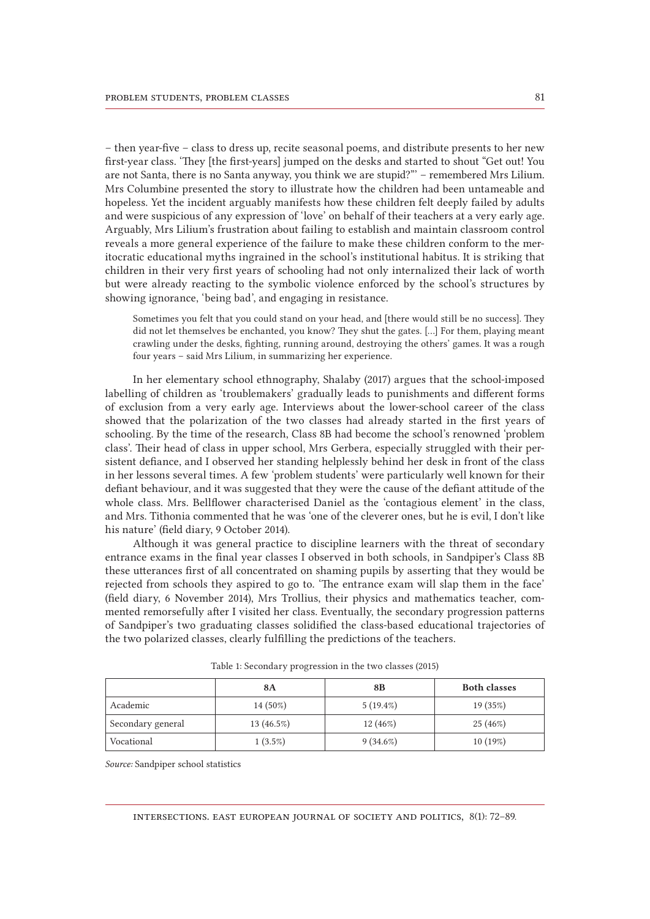– then year-five – class to dress up, recite seasonal poems, and distribute presents to her new first-year class. 'They [the first-years] jumped on the desks and started to shout "Get out! You are not Santa, there is no Santa anyway, you think we are stupid?"' – remembered Mrs Lilium. Mrs Columbine presented the story to illustrate how the children had been untameable and hopeless. Yet the incident arguably manifests how these children felt deeply failed by adults and were suspicious of any expression of 'love' on behalf of their teachers at a very early age. Arguably, Mrs Lilium's frustration about failing to establish and maintain classroom control reveals a more general experience of the failure to make these children conform to the meritocratic educational myths ingrained in the school's institutional habitus. It is striking that children in their very first years of schooling had not only internalized their lack of worth but were already reacting to the symbolic violence enforced by the school's structures by showing ignorance, 'being bad', and engaging in resistance.

> Sometimes you felt that you could stand on your head, and [there would still be no success]. They did not let themselves be enchanted, you know? They shut the gates. […] For them, playing meant crawling under the desks, fighting, running around, destroying the others' games. It was a rough four years – said Mrs Lilium, in summarizing her experience.

In her elementary school ethnography, Shalaby (2017) argues that the school-imposed labelling of children as 'troublemakers' gradually leads to punishments and different forms of exclusion from a very early age. Interviews about the lower-school career of the class showed that the polarization of the two classes had already started in the first years of schooling. By the time of the research, Class 8B had become the school's renowned 'problem class'. Their head of class in upper school, Mrs Gerbera, especially struggled with their persistent defiance, and I observed her standing helplessly behind her desk in front of the class in her lessons several times. A few 'problem students' were particularly well known for their defiant behaviour, and it was suggested that they were the cause of the defiant attitude of the whole class. Mrs. Bellflower characterised Daniel as the 'contagious element' in the class, and Mrs. Tithonia commented that he was 'one of the cleverer ones, but he is evil, I don't like his nature' (field diary, 9 October 2014).

Although it was general practice to discipline learners with the threat of secondary entrance exams in the final year classes I observed in both schools, in Sandpiper's Class 8B these utterances first of all concentrated on shaming pupils by asserting that they would be rejected from schools they aspired to go to. 'The entrance exam will slap them in the face' (field diary, 6 November 2014), Mrs Trollius, their physics and mathematics teacher, commented remorsefully after I visited her class. Eventually, the secondary progression patterns of Sandpiper's two graduating classes solidified the class-based educational trajectories of the two polarized classes, clearly fulfilling the predictions of the teachers.

Table 1: Secondary progression in the two classes (2015)

| | 8A | 8B | Both classes |
|---|---|---|---|
| Academic | 14 (50%) | 5 (19.4%) | 19 (35%) |
| Secondary general | 13 (46.5%) | 12 (46%) | 25 (46%) |
| Vocational | 1 (3.5%) | 9 (34.6%) | 10 (19%) |

*Source:* Sandpiper school statistics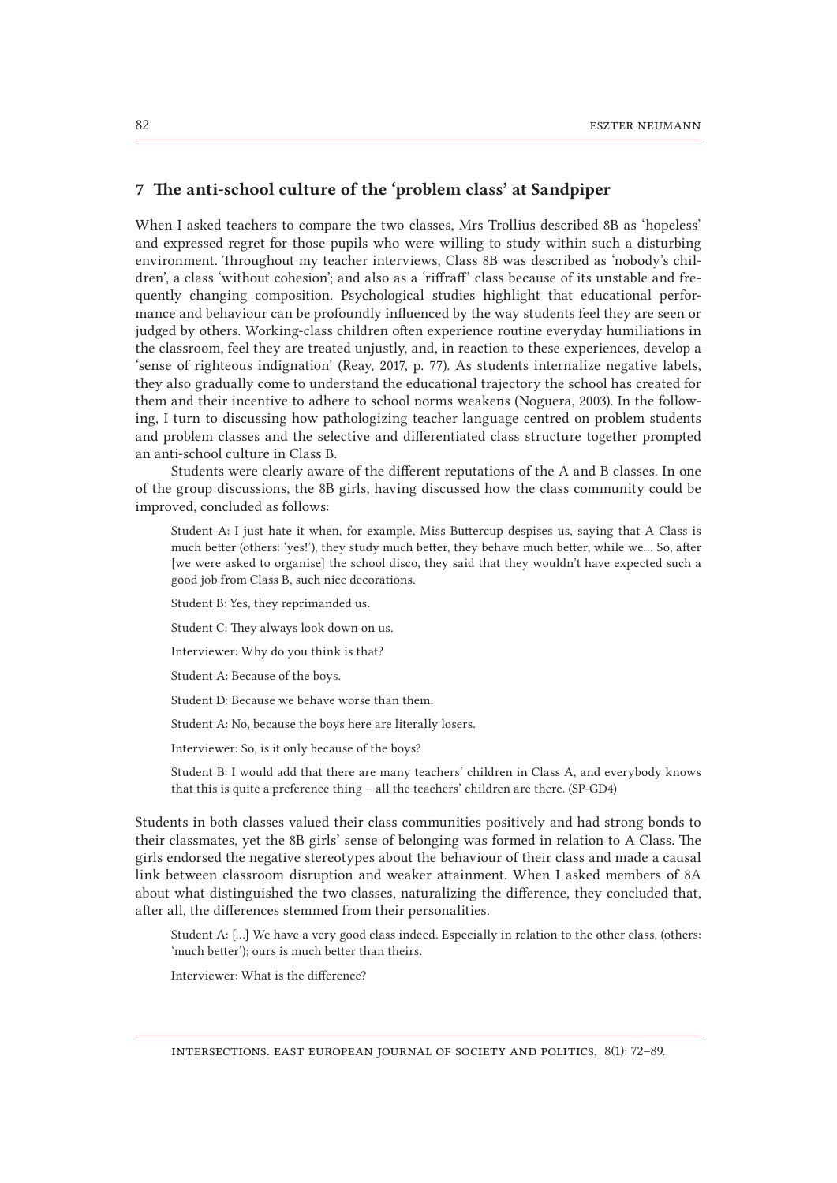## 7 The anti-school culture of the 'problem class' at Sandpiper

When I asked teachers to compare the two classes, Mrs Trollius described 8B as 'hopeless' and expressed regret for those pupils who were willing to study within such a disturbing environment. Throughout my teacher interviews, Class 8B was described as 'nobody's children', a class 'without cohesion'; and also as a 'riffraff' class because of its unstable and frequently changing composition. Psychological studies highlight that educational performance and behaviour can be profoundly influenced by the way students feel they are seen or judged by others. Working-class children often experience routine everyday humiliations in the classroom, feel they are treated unjustly, and, in reaction to these experiences, develop a 'sense of righteous indignation' (Reay, 2017, p. 77). As students internalize negative labels, they also gradually come to understand the educational trajectory the school has created for them and their incentive to adhere to school norms weakens (Noguera, 2003). In the following, I turn to discussing how pathologizing teacher language centred on problem students and problem classes and the selective and differentiated class structure together prompted an anti-school culture in Class B.

Students were clearly aware of the different reputations of the A and B classes. In one of the group discussions, the 8B girls, having discussed how the class community could be improved, concluded as follows:

> Student A: I just hate it when, for example, Miss Buttercup despises us, saying that A Class is much better (others: 'yes!'), they study much better, they behave much better, while we… So, after [we were asked to organise] the school disco, they said that they wouldn't have expected such a good job from Class B, such nice decorations.
>
> Student B: Yes, they reprimanded us.
>
> Student C: They always look down on us.
>
> Interviewer: Why do you think is that?
>
> Student A: Because of the boys.
>
> Student D: Because we behave worse than them.
>
> Student A: No, because the boys here are literally losers.
>
> Interviewer: So, is it only because of the boys?
>
> Student B: I would add that there are many teachers' children in Class A, and everybody knows that this is quite a preference thing – all the teachers' children are there. (SP-GD4)

Students in both classes valued their class communities positively and had strong bonds to their classmates, yet the 8B girls' sense of belonging was formed in relation to A Class. The girls endorsed the negative stereotypes about the behaviour of their class and made a causal link between classroom disruption and weaker attainment. When I asked members of 8A about what distinguished the two classes, naturalizing the difference, they concluded that, after all, the differences stemmed from their personalities.

> Student A: […] We have a very good class indeed. Especially in relation to the other class, (others: 'much better'); ours is much better than theirs.
>
> Interviewer: What is the difference?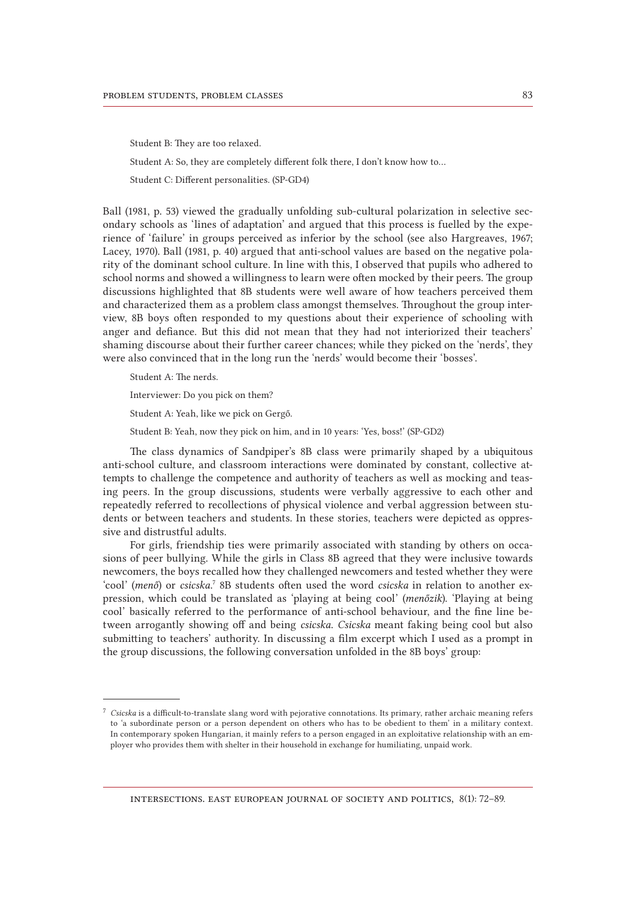Student B: They are too relaxed.

Student A: So, they are completely different folk there, I don't know how to…

Student C: Different personalities. (SP-GD4)

Ball (1981, p. 53) viewed the gradually unfolding sub-cultural polarization in selective secondary schools as 'lines of adaptation' and argued that this process is fuelled by the experience of 'failure' in groups perceived as inferior by the school (see also Hargreaves, 1967; Lacey, 1970). Ball (1981, p. 40) argued that anti-school values are based on the negative polarity of the dominant school culture. In line with this, I observed that pupils who adhered to school norms and showed a willingness to learn were often mocked by their peers. The group discussions highlighted that 8B students were well aware of how teachers perceived them and characterized them as a problem class amongst themselves. Throughout the group interview, 8B boys often responded to my questions about their experience of schooling with anger and defiance. But this did not mean that they had not interiorized their teachers' shaming discourse about their further career chances; while they picked on the 'nerds', they were also convinced that in the long run the 'nerds' would become their 'bosses'.

Student A: The nerds.

Interviewer: Do you pick on them?

Student A: Yeah, like we pick on Gergő.

Student B: Yeah, now they pick on him, and in 10 years: 'Yes, boss!' (SP-GD2)

The class dynamics of Sandpiper's 8B class were primarily shaped by a ubiquitous anti-school culture, and classroom interactions were dominated by constant, collective attempts to challenge the competence and authority of teachers as well as mocking and teasing peers. In the group discussions, students were verbally aggressive to each other and repeatedly referred to recollections of physical violence and verbal aggression between students or between teachers and students. In these stories, teachers were depicted as oppressive and distrustful adults.

For girls, friendship ties were primarily associated with standing by others on occasions of peer bullying. While the girls in Class 8B agreed that they were inclusive towards newcomers, the boys recalled how they challenged newcomers and tested whether they were 'cool' (*menő*) or *csicska*.[7] 8B students often used the word *csicska* in relation to another expression, which could be translated as 'playing at being cool' (*menőzik*). 'Playing at being cool' basically referred to the performance of anti-school behaviour, and the fine line between arrogantly showing off and being *csicska*. *Csicska* meant faking being cool but also submitting to teachers' authority. In discussing a film excerpt which I used as a prompt in the group discussions, the following conversation unfolded in the 8B boys' group:

---

[7] *Csicska* is a difficult-to-translate slang word with pejorative connotations. Its primary, rather archaic meaning refers to 'a subordinate person or a person dependent on others who has to be obedient to them' in a military context. In contemporary spoken Hungarian, it mainly refers to a person engaged in an exploitative relationship with an employer who provides them with shelter in their household in exchange for humiliating, unpaid work.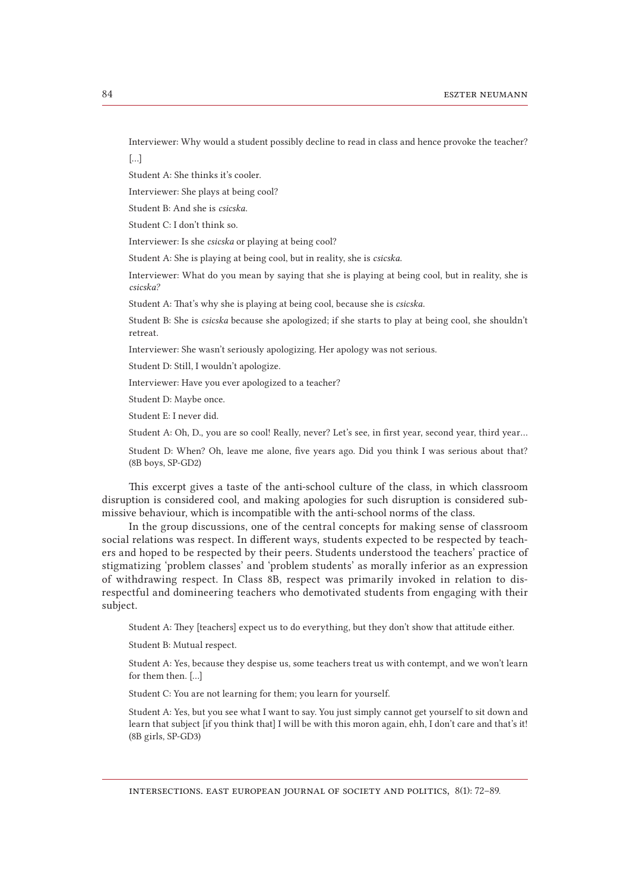> Interviewer: Why would a student possibly decline to read in class and hence provoke the teacher?
>
> […]
>
> Student A: She thinks it's cooler.
>
> Interviewer: She plays at being cool?
>
> Student B: And she is *csicska*.
>
> Student C: I don't think so.
>
> Interviewer: Is she *csicska* or playing at being cool?
>
> Student A: She is playing at being cool, but in reality, she is *csicska*.
>
> Interviewer: What do you mean by saying that she is playing at being cool, but in reality, she is *csicska?*
>
> Student A: That's why she is playing at being cool, because she is *csicska*.
>
> Student B: She is *csicska* because she apologized; if she starts to play at being cool, she shouldn't retreat.
>
> Interviewer: She wasn't seriously apologizing. Her apology was not serious.
>
> Student D: Still, I wouldn't apologize.
>
> Interviewer: Have you ever apologized to a teacher?
>
> Student D: Maybe once.
>
> Student E: I never did.
>
> Student A: Oh, D., you are so cool! Really, never? Let's see, in first year, second year, third year…
>
> Student D: When? Oh, leave me alone, five years ago. Did you think I was serious about that? (8B boys, SP-GD2)

This excerpt gives a taste of the anti-school culture of the class, in which classroom disruption is considered cool, and making apologies for such disruption is considered submissive behaviour, which is incompatible with the anti-school norms of the class.

In the group discussions, one of the central concepts for making sense of classroom social relations was respect. In different ways, students expected to be respected by teachers and hoped to be respected by their peers. Students understood the teachers' practice of stigmatizing 'problem classes' and 'problem students' as morally inferior as an expression of withdrawing respect. In Class 8B, respect was primarily invoked in relation to disrespectful and domineering teachers who demotivated students from engaging with their subject.

> Student A: They [teachers] expect us to do everything, but they don't show that attitude either.
>
> Student B: Mutual respect.
>
> Student A: Yes, because they despise us, some teachers treat us with contempt, and we won't learn for them then. […]
>
> Student C: You are not learning for them; you learn for yourself.
>
> Student A: Yes, but you see what I want to say. You just simply cannot get yourself to sit down and learn that subject [if you think that] I will be with this moron again, ehh, I don't care and that's it! (8B girls, SP-GD3)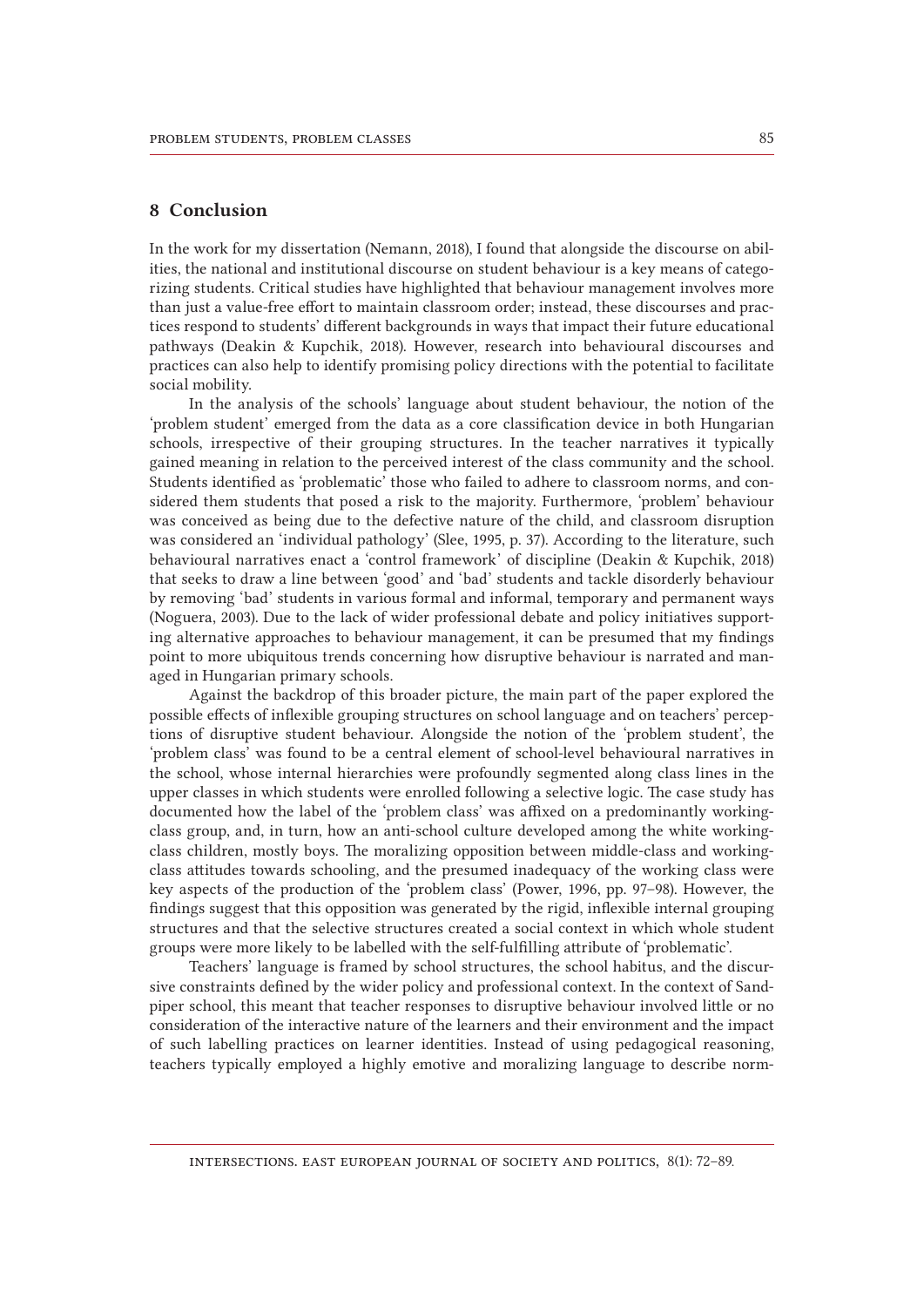## 8 Conclusion

In the work for my dissertation (Nemann, 2018), I found that alongside the discourse on abilities, the national and institutional discourse on student behaviour is a key means of categorizing students. Critical studies have highlighted that behaviour management involves more than just a value-free effort to maintain classroom order; instead, these discourses and practices respond to students' different backgrounds in ways that impact their future educational pathways (Deakin & Kupchik, 2018). However, research into behavioural discourses and practices can also help to identify promising policy directions with the potential to facilitate social mobility.

In the analysis of the schools' language about student behaviour, the notion of the 'problem student' emerged from the data as a core classification device in both Hungarian schools, irrespective of their grouping structures. In the teacher narratives it typically gained meaning in relation to the perceived interest of the class community and the school. Students identified as 'problematic' those who failed to adhere to classroom norms, and considered them students that posed a risk to the majority. Furthermore, 'problem' behaviour was conceived as being due to the defective nature of the child, and classroom disruption was considered an 'individual pathology' (Slee, 1995, p. 37). According to the literature, such behavioural narratives enact a 'control framework' of discipline (Deakin & Kupchik, 2018) that seeks to draw a line between 'good' and 'bad' students and tackle disorderly behaviour by removing 'bad' students in various formal and informal, temporary and permanent ways (Noguera, 2003). Due to the lack of wider professional debate and policy initiatives supporting alternative approaches to behaviour management, it can be presumed that my findings point to more ubiquitous trends concerning how disruptive behaviour is narrated and managed in Hungarian primary schools.

Against the backdrop of this broader picture, the main part of the paper explored the possible effects of inflexible grouping structures on school language and on teachers' perceptions of disruptive student behaviour. Alongside the notion of the 'problem student', the 'problem class' was found to be a central element of school-level behavioural narratives in the school, whose internal hierarchies were profoundly segmented along class lines in the upper classes in which students were enrolled following a selective logic. The case study has documented how the label of the 'problem class' was affixed on a predominantly working-class group, and, in turn, how an anti-school culture developed among the white working-class children, mostly boys. The moralizing opposition between middle-class and working-class attitudes towards schooling, and the presumed inadequacy of the working class were key aspects of the production of the 'problem class' (Power, 1996, pp. 97–98). However, the findings suggest that this opposition was generated by the rigid, inflexible internal grouping structures and that the selective structures created a social context in which whole student groups were more likely to be labelled with the self-fulfilling attribute of 'problematic'.

Teachers' language is framed by school structures, the school habitus, and the discursive constraints defined by the wider policy and professional context. In the context of Sandpiper school, this meant that teacher responses to disruptive behaviour involved little or no consideration of the interactive nature of the learners and their environment and the impact of such labelling practices on learner identities. Instead of using pedagogical reasoning, teachers typically employed a highly emotive and moralizing language to describe norm-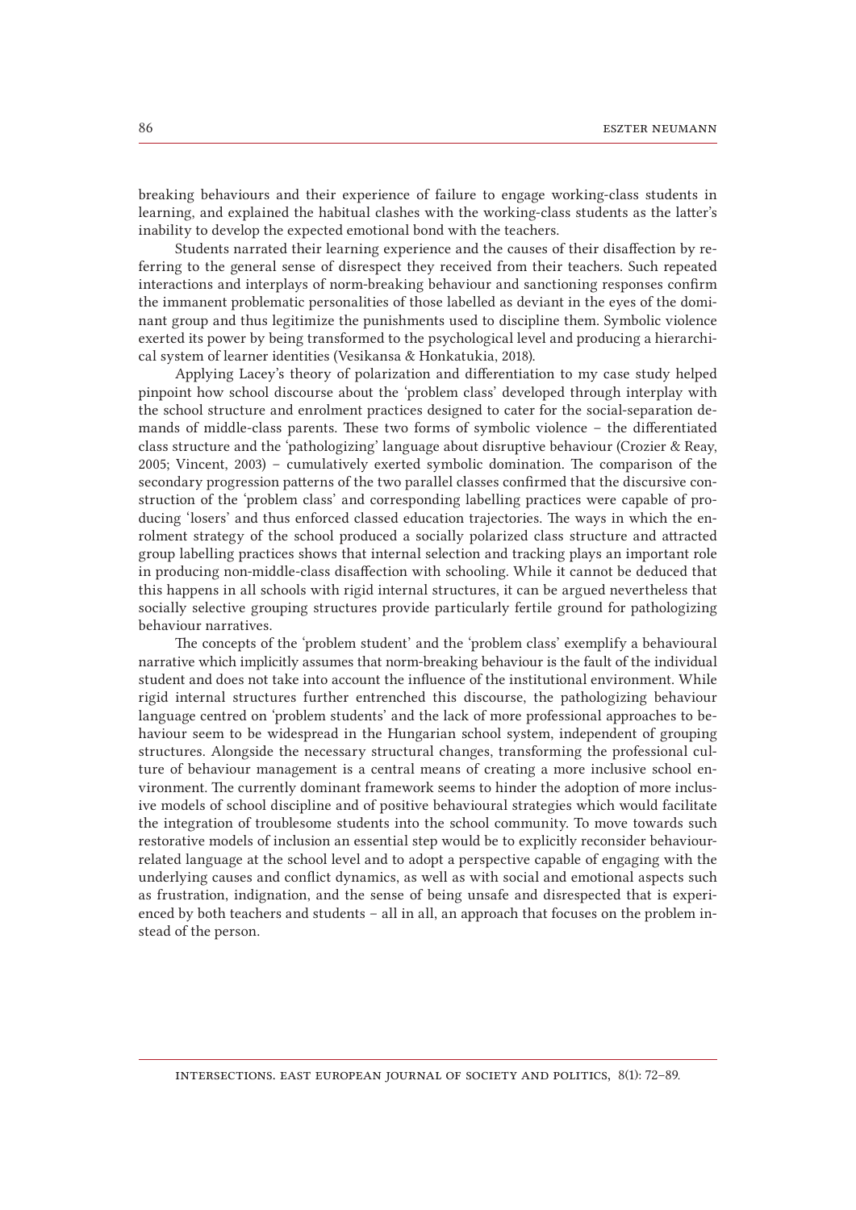breaking behaviours and their experience of failure to engage working-class students in learning, and explained the habitual clashes with the working-class students as the latter's inability to develop the expected emotional bond with the teachers.

Students narrated their learning experience and the causes of their disaffection by referring to the general sense of disrespect they received from their teachers. Such repeated interactions and interplays of norm-breaking behaviour and sanctioning responses confirm the immanent problematic personalities of those labelled as deviant in the eyes of the dominant group and thus legitimize the punishments used to discipline them. Symbolic violence exerted its power by being transformed to the psychological level and producing a hierarchical system of learner identities (Vesikansa & Honkatukia, 2018).

Applying Lacey's theory of polarization and differentiation to my case study helped pinpoint how school discourse about the 'problem class' developed through interplay with the school structure and enrolment practices designed to cater for the social-separation demands of middle-class parents. These two forms of symbolic violence – the differentiated class structure and the 'pathologizing' language about disruptive behaviour (Crozier & Reay, 2005; Vincent, 2003) – cumulatively exerted symbolic domination. The comparison of the secondary progression patterns of the two parallel classes confirmed that the discursive construction of the 'problem class' and corresponding labelling practices were capable of producing 'losers' and thus enforced classed education trajectories. The ways in which the enrolment strategy of the school produced a socially polarized class structure and attracted group labelling practices shows that internal selection and tracking plays an important role in producing non-middle-class disaffection with schooling. While it cannot be deduced that this happens in all schools with rigid internal structures, it can be argued nevertheless that socially selective grouping structures provide particularly fertile ground for pathologizing behaviour narratives.

The concepts of the 'problem student' and the 'problem class' exemplify a behavioural narrative which implicitly assumes that norm-breaking behaviour is the fault of the individual student and does not take into account the influence of the institutional environment. While rigid internal structures further entrenched this discourse, the pathologizing behaviour language centred on 'problem students' and the lack of more professional approaches to behaviour seem to be widespread in the Hungarian school system, independent of grouping structures. Alongside the necessary structural changes, transforming the professional culture of behaviour management is a central means of creating a more inclusive school environment. The currently dominant framework seems to hinder the adoption of more inclusive models of school discipline and of positive behavioural strategies which would facilitate the integration of troublesome students into the school community. To move towards such restorative models of inclusion an essential step would be to explicitly reconsider behaviour-related language at the school level and to adopt a perspective capable of engaging with the underlying causes and conflict dynamics, as well as with social and emotional aspects such as frustration, indignation, and the sense of being unsafe and disrespected that is experienced by both teachers and students – all in all, an approach that focuses on the problem instead of the person.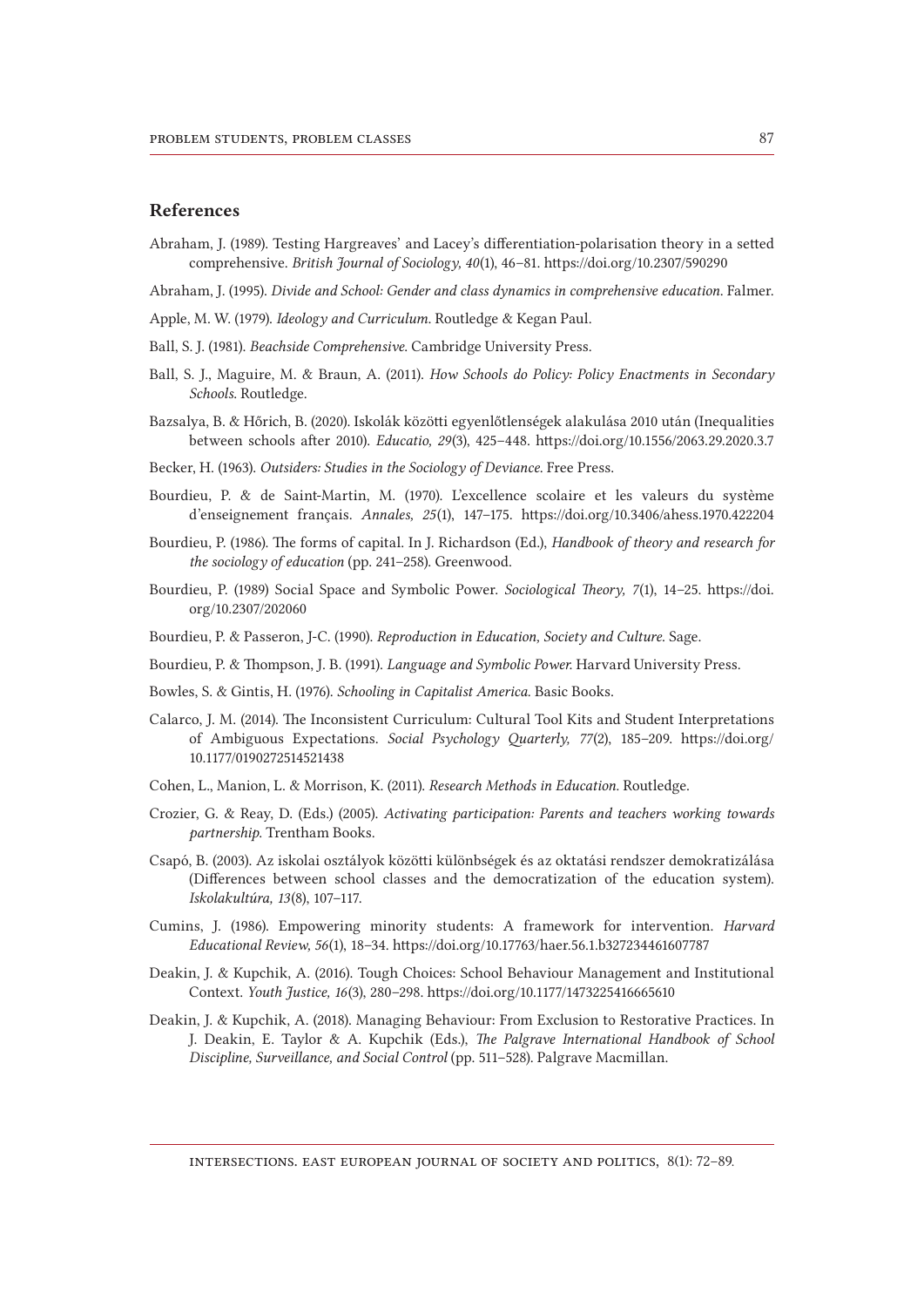## References

Abraham, J. (1989). Testing Hargreaves' and Lacey's differentiation-polarisation theory in a setted comprehensive. *British Journal of Sociology, 40*(1), 46–81. https://doi.org/10.2307/590290

Abraham, J. (1995). *Divide and School: Gender and class dynamics in comprehensive education.* Falmer.

Apple, M. W. (1979). *Ideology and Curriculum.* Routledge & Kegan Paul.

Ball, S. J. (1981). *Beachside Comprehensive.* Cambridge University Press.

Ball, S. J., Maguire, M. & Braun, A. (2011). *How Schools do Policy: Policy Enactments in Secondary Schools.* Routledge.

Bazsalya, B. & Hőrich, B. (2020). Iskolák közötti egyenlőtlenségek alakulása 2010 után (Inequalities between schools after 2010). *Educatio, 29*(3), 425–448. https://doi.org/10.1556/2063.29.2020.3.7

Becker, H. (1963). *Outsiders: Studies in the Sociology of Deviance.* Free Press.

Bourdieu, P. & de Saint-Martin, M. (1970). L'excellence scolaire et les valeurs du système d'enseignement français. *Annales, 25*(1), 147–175. https://doi.org/10.3406/ahess.1970.422204

Bourdieu, P. (1986). The forms of capital. In J. Richardson (Ed.), *Handbook of theory and research for the sociology of education* (pp. 241–258). Greenwood.

Bourdieu, P. (1989) Social Space and Symbolic Power. *Sociological Theory, 7*(1), 14–25. https://doi.org/10.2307/202060

Bourdieu, P. & Passeron, J-C. (1990). *Reproduction in Education, Society and Culture.* Sage.

Bourdieu, P. & Thompson, J. B. (1991). *Language and Symbolic Power.* Harvard University Press.

Bowles, S. & Gintis, H. (1976). *Schooling in Capitalist America.* Basic Books.

Calarco, J. M. (2014). The Inconsistent Curriculum: Cultural Tool Kits and Student Interpretations of Ambiguous Expectations. *Social Psychology Quarterly, 77*(2), 185–209. https://doi.org/10.1177/0190272514521438

Cohen, L., Manion, L. & Morrison, K. (2011). *Research Methods in Education.* Routledge.

Crozier, G. & Reay, D. (Eds.) (2005). *Activating participation: Parents and teachers working towards partnership.* Trentham Books.

Csapó, B. (2003). Az iskolai osztályok közötti különbségek és az oktatási rendszer demokratizálása (Differences between school classes and the democratization of the education system). *Iskolakultúra, 13*(8), 107–117.

Cumins, J. (1986). Empowering minority students: A framework for intervention. *Harvard Educational Review, 56*(1), 18–34. https://doi.org/10.17763/haer.56.1.b327234461607787

Deakin, J. & Kupchik, A. (2016). Tough Choices: School Behaviour Management and Institutional Context. *Youth Justice, 16*(3), 280–298. https://doi.org/10.1177/1473225416665610

Deakin, J. & Kupchik, A. (2018). Managing Behaviour: From Exclusion to Restorative Practices. In J. Deakin, E. Taylor & A. Kupchik (Eds.), *The Palgrave International Handbook of School Discipline, Surveillance, and Social Control* (pp. 511–528). Palgrave Macmillan.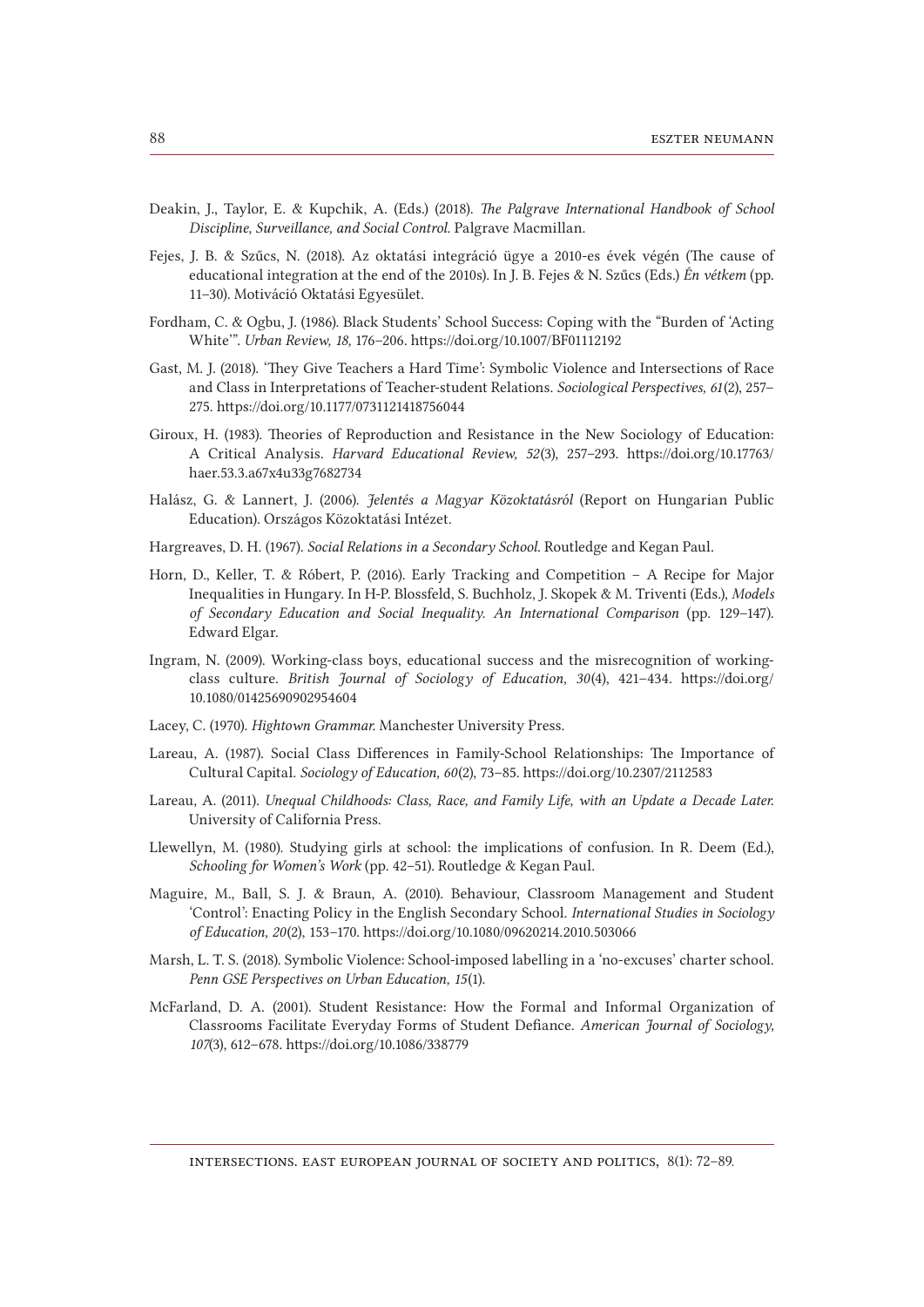Deakin, J., Taylor, E. & Kupchik, A. (Eds.) (2018). *The Palgrave International Handbook of School Discipline, Surveillance, and Social Control*. Palgrave Macmillan.

Fejes, J. B. & Szűcs, N. (2018). Az oktatási integráció ügye a 2010-es évek végén (The cause of educational integration at the end of the 2010s). In J. B. Fejes & N. Szűcs (Eds.) *Én vétkem* (pp. 11–30). Motiváció Oktatási Egyesület.

Fordham, C. & Ogbu, J. (1986). Black Students' School Success: Coping with the "Burden of 'Acting White'". *Urban Review, 18,* 176–206. https://doi.org/10.1007/BF01112192

Gast, M. J. (2018). 'They Give Teachers a Hard Time': Symbolic Violence and Intersections of Race and Class in Interpretations of Teacher-student Relations. *Sociological Perspectives, 61*(2), 257–275. https://doi.org/10.1177/0731121418756044

Giroux, H. (1983). Theories of Reproduction and Resistance in the New Sociology of Education: A Critical Analysis. *Harvard Educational Review, 52*(3), 257–293. https://doi.org/10.17763/haer.53.3.a67x4u33g7682734

Halász, G. & Lannert, J. (2006). *Jelentés a Magyar Közoktatásról* (Report on Hungarian Public Education). Országos Közoktatási Intézet.

Hargreaves, D. H. (1967). *Social Relations in a Secondary School*. Routledge and Kegan Paul.

Horn, D., Keller, T. & Róbert, P. (2016). Early Tracking and Competition – A Recipe for Major Inequalities in Hungary. In H-P. Blossfeld, S. Buchholz, J. Skopek & M. Triventi (Eds.), *Models of Secondary Education and Social Inequality. An International Comparison* (pp. 129–147). Edward Elgar.

Ingram, N. (2009). Working-class boys, educational success and the misrecognition of working-class culture. *British Journal of Sociology of Education, 30*(4), 421–434. https://doi.org/10.1080/01425690902954604

Lacey, C. (1970). *Hightown Grammar.* Manchester University Press.

Lareau, A. (1987). Social Class Differences in Family-School Relationships: The Importance of Cultural Capital. *Sociology of Education, 60*(2), 73–85. https://doi.org/10.2307/2112583

Lareau, A. (2011). *Unequal Childhoods: Class, Race, and Family Life, with an Update a Decade Later.* University of California Press.

Llewellyn, M. (1980). Studying girls at school: the implications of confusion. In R. Deem (Ed.), *Schooling for Women's Work* (pp. 42–51). Routledge & Kegan Paul.

Maguire, M., Ball, S. J. & Braun, A. (2010). Behaviour, Classroom Management and Student 'Control': Enacting Policy in the English Secondary School. *International Studies in Sociology of Education, 20*(2), 153–170. https://doi.org/10.1080/09620214.2010.503066

Marsh, L. T. S. (2018). Symbolic Violence: School-imposed labelling in a 'no-excuses' charter school. *Penn GSE Perspectives on Urban Education, 15*(1).

McFarland, D. A. (2001). Student Resistance: How the Formal and Informal Organization of Classrooms Facilitate Everyday Forms of Student Defiance. *American Journal of Sociology, 107*(3), 612–678. https://doi.org/10.1086/338779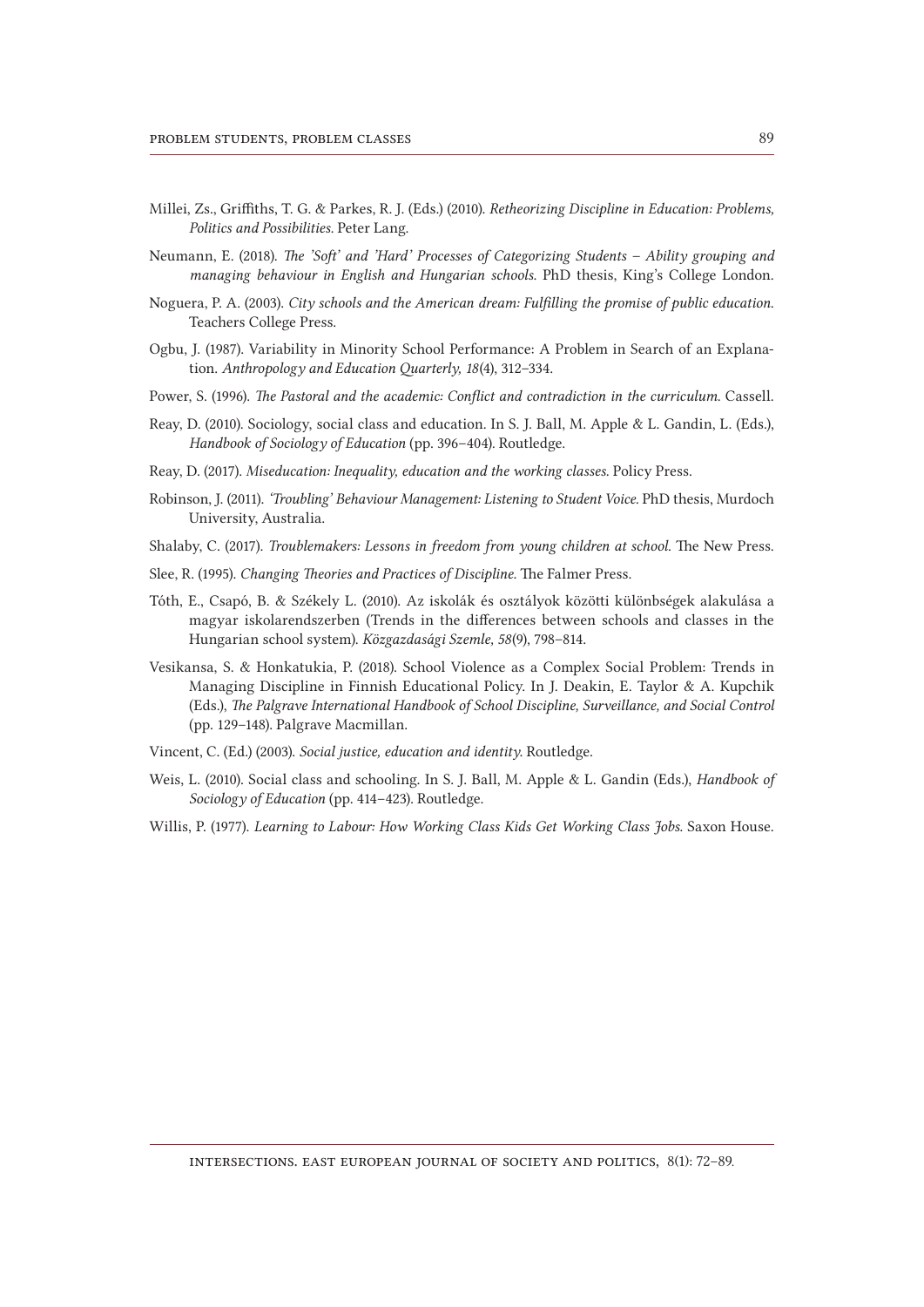Millei, Zs., Griffiths, T. G. & Parkes, R. J. (Eds.) (2010). *Retheorizing Discipline in Education: Problems, Politics and Possibilities*. Peter Lang.

Neumann, E. (2018). *The 'Soft' and 'Hard' Processes of Categorizing Students – Ability grouping and managing behaviour in English and Hungarian schools*. PhD thesis, King's College London.

Noguera, P. A. (2003). *City schools and the American dream: Fulfilling the promise of public education*. Teachers College Press.

Ogbu, J. (1987). Variability in Minority School Performance: A Problem in Search of an Explanation. *Anthropology and Education Quarterly, 18*(4), 312–334.

Power, S. (1996). *The Pastoral and the academic: Conflict and contradiction in the curriculum*. Cassell.

Reay, D. (2010). Sociology, social class and education. In S. J. Ball, M. Apple & L. Gandin, L. (Eds.), *Handbook of Sociology of Education* (pp. 396–404). Routledge.

Reay, D. (2017). *Miseducation: Inequality, education and the working classes*. Policy Press.

Robinson, J. (2011). *'Troubling' Behaviour Management: Listening to Student Voice*. PhD thesis, Murdoch University, Australia.

Shalaby, C. (2017). *Troublemakers: Lessons in freedom from young children at school*. The New Press.

Slee, R. (1995). *Changing Theories and Practices of Discipline*. The Falmer Press.

Tóth, E., Csapó, B. & Székely L. (2010). Az iskolák és osztályok közötti különbségek alakulása a magyar iskolarendszerben (Trends in the differences between schools and classes in the Hungarian school system). *Közgazdasági Szemle, 58*(9), 798–814.

Vesikansa, S. & Honkatukia, P. (2018). School Violence as a Complex Social Problem: Trends in Managing Discipline in Finnish Educational Policy. In J. Deakin, E. Taylor & A. Kupchik (Eds.), *The Palgrave International Handbook of School Discipline, Surveillance, and Social Control* (pp. 129–148). Palgrave Macmillan.

Vincent, C. (Ed.) (2003). *Social justice, education and identity*. Routledge.

Weis, L. (2010). Social class and schooling. In S. J. Ball, M. Apple & L. Gandin (Eds.), *Handbook of Sociology of Education* (pp. 414–423). Routledge.

Willis, P. (1977). *Learning to Labour: How Working Class Kids Get Working Class Jobs*. Saxon House.